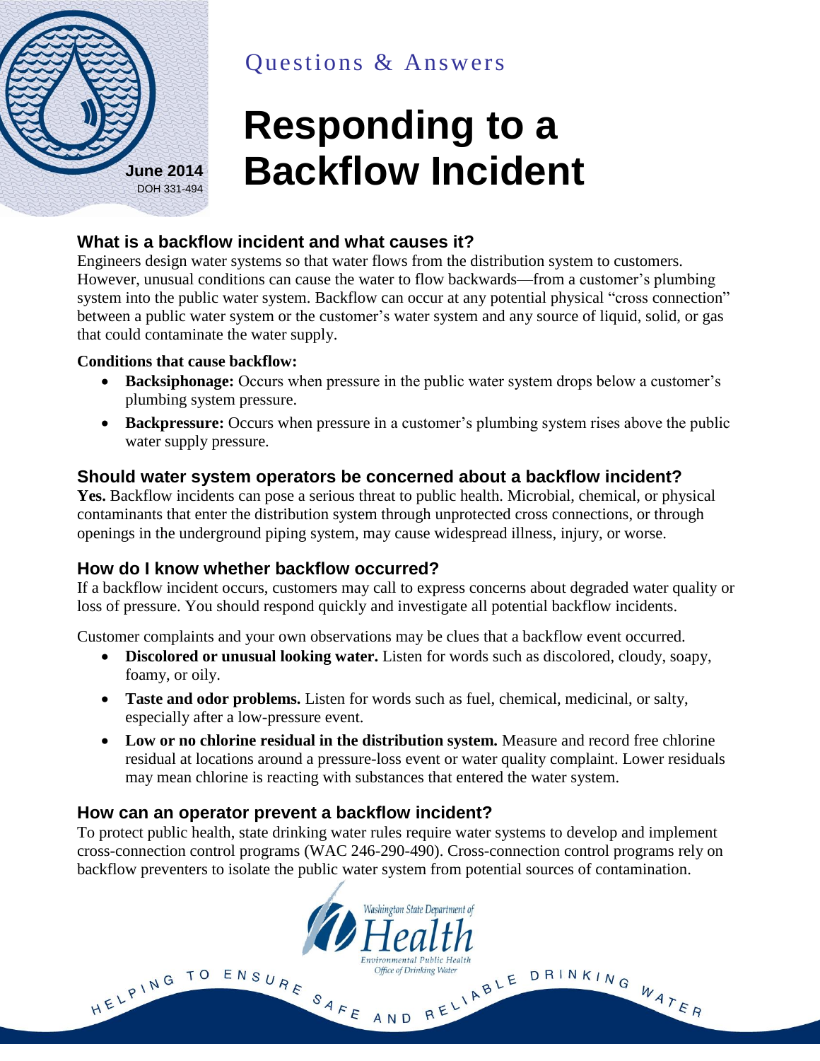Questions & Answers

# Responding to a Backflow Incident

June 2014
DOH 331-494

## What is a backflow incident and what causes it?

Engineers design water systems so that water flows from the distribution system to customers. However, unusual conditions can cause the water to flow backwards—from a customer's plumbing system into the public water system. Backflow can occur at any potential physical "cross connection" between a public water system or the customer's water system and any source of liquid, solid, or gas that could contaminate the water supply.

**Conditions that cause backflow:**

- **Backsiphonage:** Occurs when pressure in the public water system drops below a customer's plumbing system pressure.
- **Backpressure:** Occurs when pressure in a customer's plumbing system rises above the public water supply pressure.

## Should water system operators be concerned about a backflow incident?

**Yes.** Backflow incidents can pose a serious threat to public health. Microbial, chemical, or physical contaminants that enter the distribution system through unprotected cross connections, or through openings in the underground piping system, may cause widespread illness, injury, or worse.

## How do I know whether backflow occurred?

If a backflow incident occurs, customers may call to express concerns about degraded water quality or loss of pressure. You should respond quickly and investigate all potential backflow incidents.

Customer complaints and your own observations may be clues that a backflow event occurred.

- **Discolored or unusual looking water.** Listen for words such as discolored, cloudy, soapy, foamy, or oily.
- **Taste and odor problems.** Listen for words such as fuel, chemical, medicinal, or salty, especially after a low-pressure event.
- **Low or no chlorine residual in the distribution system.** Measure and record free chlorine residual at locations around a pressure-loss event or water quality complaint. Lower residuals may mean chlorine is reacting with substances that entered the water system.

## How can an operator prevent a backflow incident?

To protect public health, state drinking water rules require water systems to develop and implement cross-connection control programs (WAC 246-290-490). Cross-connection control programs rely on backflow preventers to isolate the public water system from potential sources of contamination.

Washington State Department of Health
Environmental Public Health
Office of Drinking Water

HELPING TO ENSURE SAFE AND RELIABLE DRINKING WATER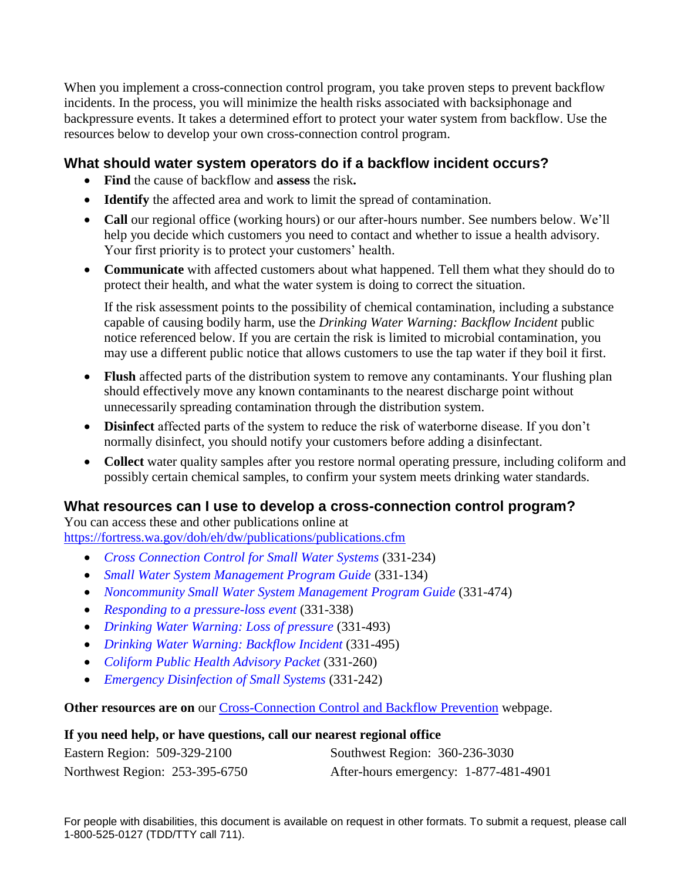When you implement a cross-connection control program, you take proven steps to prevent backflow incidents. In the process, you will minimize the health risks associated with backsiphonage and backpressure events. It takes a determined effort to protect your water system from backflow. Use the resources below to develop your own cross-connection control program.

## What should water system operators do if a backflow incident occurs?

- **Find** the cause of backflow and **assess** the risk**.**
- **Identify** the affected area and work to limit the spread of contamination.
- **Call** our regional office (working hours) or our after-hours number. See numbers below. We'll help you decide which customers you need to contact and whether to issue a health advisory. Your first priority is to protect your customers' health.
- **Communicate** with affected customers about what happened. Tell them what they should do to protect their health, and what the water system is doing to correct the situation.

  If the risk assessment points to the possibility of chemical contamination, including a substance capable of causing bodily harm, use the *Drinking Water Warning: Backflow Incident* public notice referenced below. If you are certain the risk is limited to microbial contamination, you may use a different public notice that allows customers to use the tap water if they boil it first.

- **Flush** affected parts of the distribution system to remove any contaminants. Your flushing plan should effectively move any known contaminants to the nearest discharge point without unnecessarily spreading contamination through the distribution system.
- **Disinfect** affected parts of the system to reduce the risk of waterborne disease. If you don't normally disinfect, you should notify your customers before adding a disinfectant.
- **Collect** water quality samples after you restore normal operating pressure, including coliform and possibly certain chemical samples, to confirm your system meets drinking water standards.

## What resources can I use to develop a cross-connection control program?

You can access these and other publications online at https://fortress.wa.gov/doh/eh/dw/publications/publications.cfm

- *Cross Connection Control for Small Water Systems* (331-234)
- *Small Water System Management Program Guide* (331-134)
- *Noncommunity Small Water System Management Program Guide* (331-474)
- *Responding to a pressure-loss event* (331-338)
- *Drinking Water Warning: Loss of pressure* (331-493)
- *Drinking Water Warning: Backflow Incident* (331-495)
- *Coliform Public Health Advisory Packet* (331-260)
- *Emergency Disinfection of Small Systems* (331-242)

**Other resources are on** our Cross-Connection Control and Backflow Prevention webpage.

**If you need help, or have questions, call our nearest regional office**

Eastern Region: 509-329-2100

Northwest Region: 253-395-6750

Southwest Region: 360-236-3030

After-hours emergency: 1-877-481-4901

For people with disabilities, this document is available on request in other formats. To submit a request, please call 1-800-525-0127 (TDD/TTY call 711).